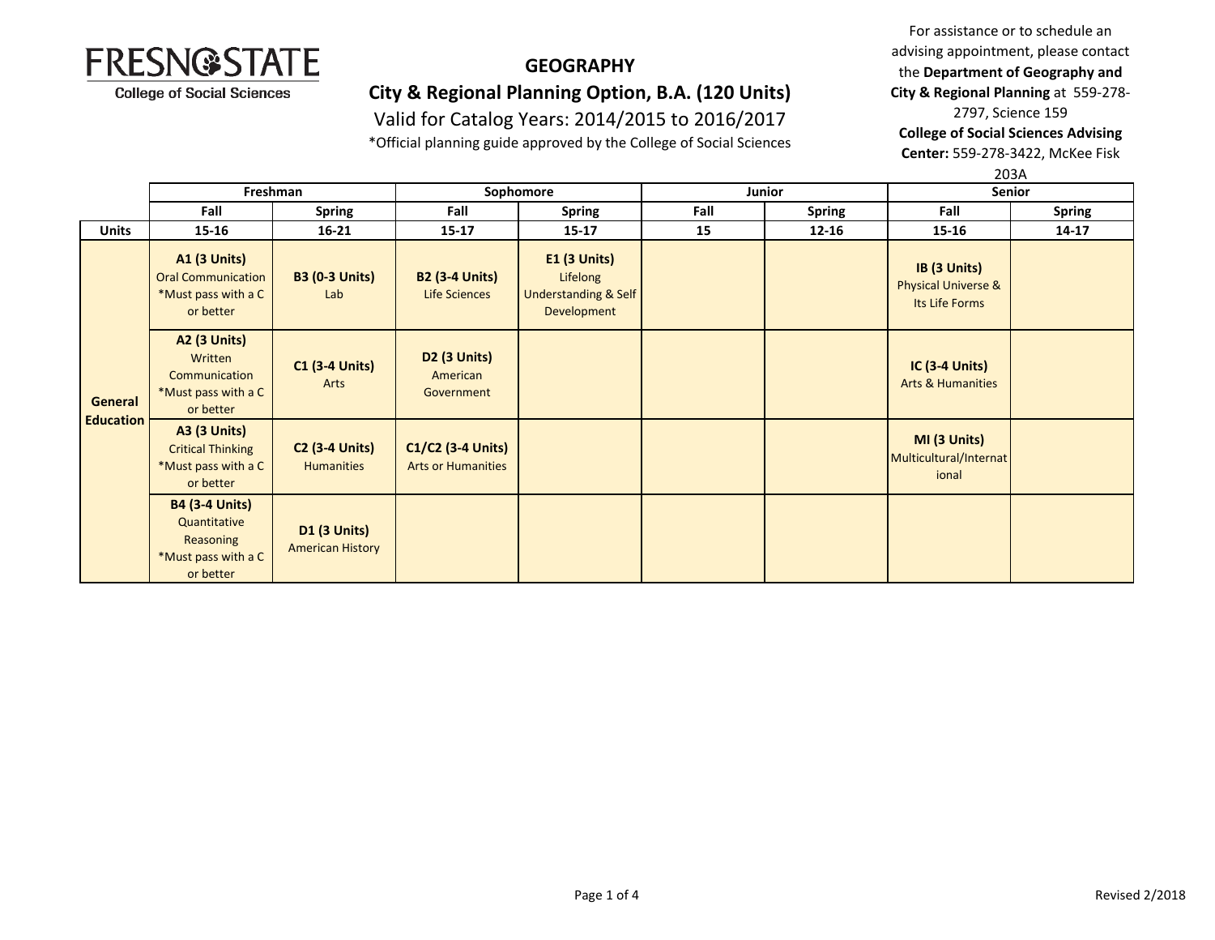FRESNO STATE
College of Social Sciences

# GEOGRAPHY

## City & Regional Planning Option, B.A. (120 Units)

Valid for Catalog Years: 2014/2015 to 2016/2017

*Official planning guide approved by the College of Social Sciences

For assistance or to schedule an advising appointment, please contact the **Department of Geography and City & Regional Planning** at 559-278-2797, Science 159
**College of Social Sciences Advising Center:** 559-278-3422, McKee Fisk 203A

| | Freshman | | Sophomore | | Junior | | Senior | |
|---|---|---|---|---|---|---|---|---|
| | **Fall** | **Spring** | **Fall** | **Spring** | **Fall** | **Spring** | **Fall** | **Spring** |
| **Units** | 15-16 | 16-21 | 15-17 | 15-17 | 15 | 12-16 | 15-16 | 14-17 |
| **General Education** | **A1 (3 Units)** Oral Communication *Must pass with a C or better | **B3 (0-3 Units)** Lab | **B2 (3-4 Units)** Life Sciences | **E1 (3 Units)** Lifelong Understanding & Self Development | | | **IB (3 Units)** Physical Universe & Its Life Forms | |
| | **A2 (3 Units)** Written Communication *Must pass with a C or better | **C1 (3-4 Units)** Arts | **D2 (3 Units)** American Government | | | | **IC (3-4 Units)** Arts & Humanities | |
| | **A3 (3 Units)** Critical Thinking *Must pass with a C or better | **C2 (3-4 Units)** Humanities | **C1/C2 (3-4 Units)** Arts or Humanities | | | | **MI (3 Units)** Multicultural/International | |
| | **B4 (3-4 Units)** Quantitative Reasoning *Must pass with a C or better | **D1 (3 Units)** American History | | | | | | |

Revised 2/2018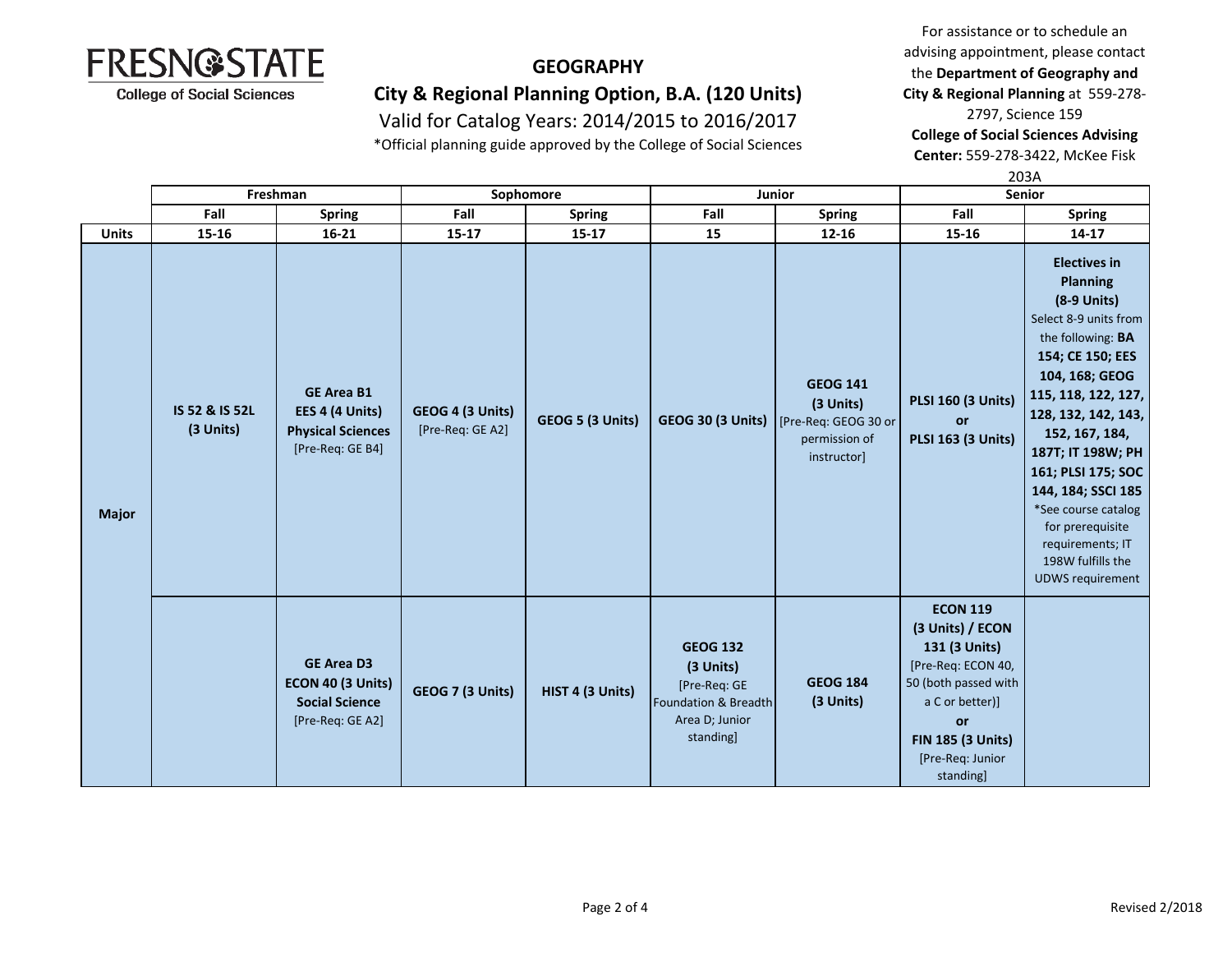# GEOGRAPHY

## City & Regional Planning Option, B.A. (120 Units)

Valid for Catalog Years: 2014/2015 to 2016/2017

*Official planning guide approved by the College of Social Sciences

For assistance or to schedule an advising appointment, please contact the **Department of Geography and City & Regional Planning** at 559-278-2797, Science 159

**College of Social Sciences Advising Center:** 559-278-3422, McKee Fisk 203A

| | Freshman | | Sophomore | | Junior | | Senior | |
|---|---|---|---|---|---|---|---|---|
| | **Fall** | **Spring** | **Fall** | **Spring** | **Fall** | **Spring** | **Fall** | **Spring** |
| **Units** | **15-16** | **16-21** | **15-17** | **15-17** | **15** | **12-16** | **15-16** | **14-17** |
| **Major** | **IS 52 & IS 52L (3 Units)** | **GE Area B1 EES 4 (4 Units) Physical Sciences** [Pre-Req: GE B4] | **GEOG 4 (3 Units)** [Pre-Req: GE A2] | **GEOG 5 (3 Units)** | **GEOG 30 (3 Units)** | **GEOG 141 (3 Units)** [Pre-Req: GEOG 30 or permission of instructor] | **PLSI 160 (3 Units) or PLSI 163 (3 Units)** | **Electives in Planning (8-9 Units)** Select 8-9 units from the following: **BA 154; CE 150; EES 104, 168; GEOG 115, 118, 122, 127, 128, 132, 142, 143, 152, 167, 184, 187T; IT 198W; PH 161; PLSI 175; SOC 144, 184; SSCI 185** *See course catalog for prerequisite requirements; IT 198W fulfills the UDWS requirement |
| | | **GE Area D3 ECON 40 (3 Units) Social Science** [Pre-Req: GE A2] | **GEOG 7 (3 Units)** | **HIST 4 (3 Units)** | **GEOG 132 (3 Units)** [Pre-Req: GE Foundation & Breadth Area D; Junior standing] | **GEOG 184 (3 Units)** | **ECON 119 (3 Units) / ECON 131 (3 Units)** [Pre-Req: ECON 40, 50 (both passed with a C or better)] **or FIN 185 (3 Units)** [Pre-Req: Junior standing] | |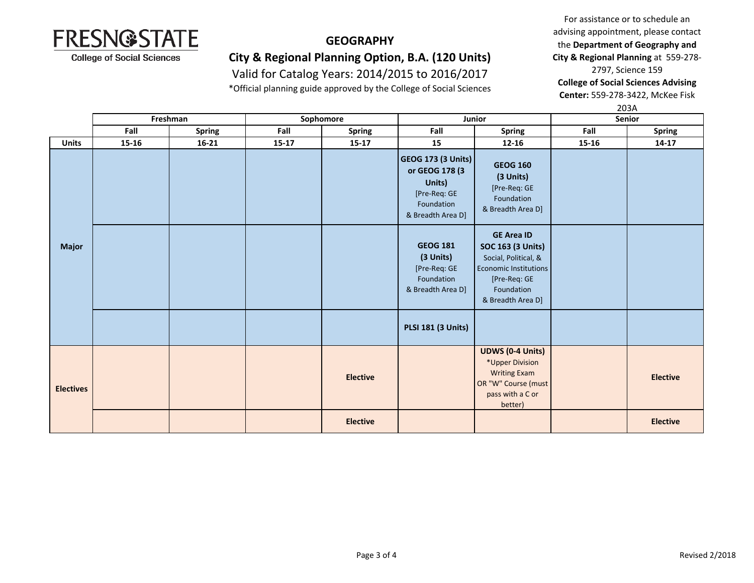FRESNO STATE
College of Social Sciences

# GEOGRAPHY

## City & Regional Planning Option, B.A. (120 Units)

Valid for Catalog Years: 2014/2015 to 2016/2017

*Official planning guide approved by the College of Social Sciences

For assistance or to schedule an advising appointment, please contact the **Department of Geography and City & Regional Planning** at 559-278-2797, Science 159
**College of Social Sciences Advising Center:** 559-278-3422, McKee Fisk 203A

| | Freshman | | Sophomore | | Junior | | Senior | |
|---|---|---|---|---|---|---|---|---|
| | Fall | Spring | Fall | Spring | Fall | Spring | Fall | Spring |
| **Units** | 15-16 | 16-21 | 15-17 | 15-17 | 15 | 12-16 | 15-16 | 14-17 |
| **Major** | | | | | **GEOG 173 (3 Units) or GEOG 178 (3 Units)** [Pre-Req: GE Foundation & Breadth Area D] | **GEOG 160 (3 Units)** [Pre-Req: GE Foundation & Breadth Area D] | | |
| **Major** | | | | | **GEOG 181 (3 Units)** [Pre-Req: GE Foundation & Breadth Area D] | **GE Area ID SOC 163 (3 Units)** Social, Political, & Economic Institutions [Pre-Req: GE Foundation & Breadth Area D] | | |
| **Major** | | | | | **PLSI 181 (3 Units)** | | | |
| **Electives** | | | | **Elective** | | **UDWS (0-4 Units)** *Upper Division Writing Exam OR "W" Course (must pass with a C or better) | | **Elective** |
| **Electives** | | | | **Elective** | | | | **Elective** |

Revised 2/2018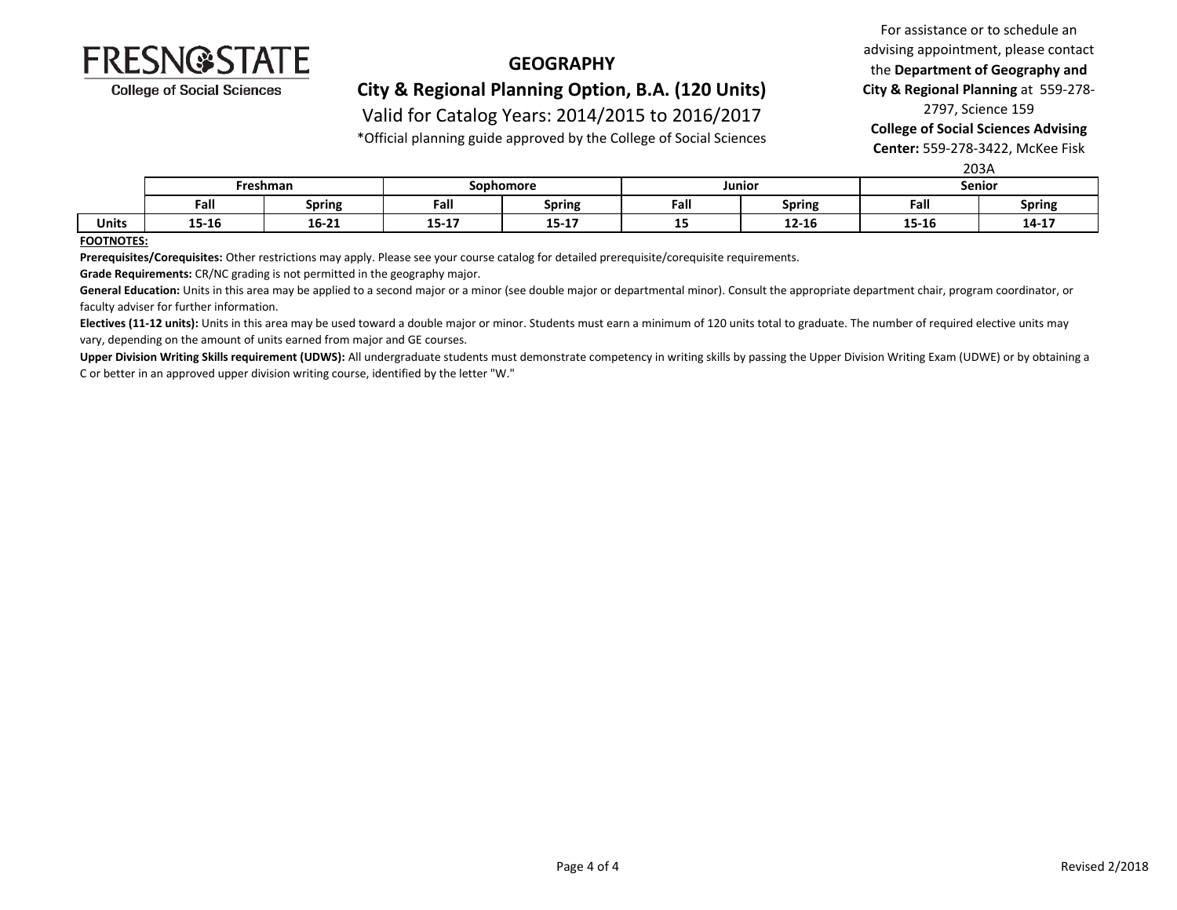FRESNO STATE
College of Social Sciences

# GEOGRAPHY

## City & Regional Planning Option, B.A. (120 Units)

Valid for Catalog Years: 2014/2015 to 2016/2017

*Official planning guide approved by the College of Social Sciences

For assistance or to schedule an advising appointment, please contact the **Department of Geography and City & Regional Planning** at 559-278-2797, Science 159

**College of Social Sciences Advising Center:** 559-278-3422, McKee Fisk 203A

| | Freshman | | Sophomore | | Junior | | Senior | |
|---|---|---|---|---|---|---|---|---|
| | **Fall** | **Spring** | **Fall** | **Spring** | **Fall** | **Spring** | **Fall** | **Spring** |
| **Units** | **15-16** | **16-21** | **15-17** | **15-17** | **15** | **12-16** | **15-16** | **14-17** |

**FOOTNOTES:**

**Prerequisites/Corequisites:** Other restrictions may apply. Please see your course catalog for detailed prerequisite/corequisite requirements.

**Grade Requirements:** CR/NC grading is not permitted in the geography major.

**General Education:** Units in this area may be applied to a second major or a minor (see double major or departmental minor). Consult the appropriate department chair, program coordinator, or faculty adviser for further information.

**Electives (11-12 units):** Units in this area may be used toward a double major or minor. Students must earn a minimum of 120 units total to graduate. The number of required elective units may vary, depending on the amount of units earned from major and GE courses.

**Upper Division Writing Skills requirement (UDWS):** All undergraduate students must demonstrate competency in writing skills by passing the Upper Division Writing Exam (UDWE) or by obtaining a C or better in an approved upper division writing course, identified by the letter "W."

Revised 2/2018